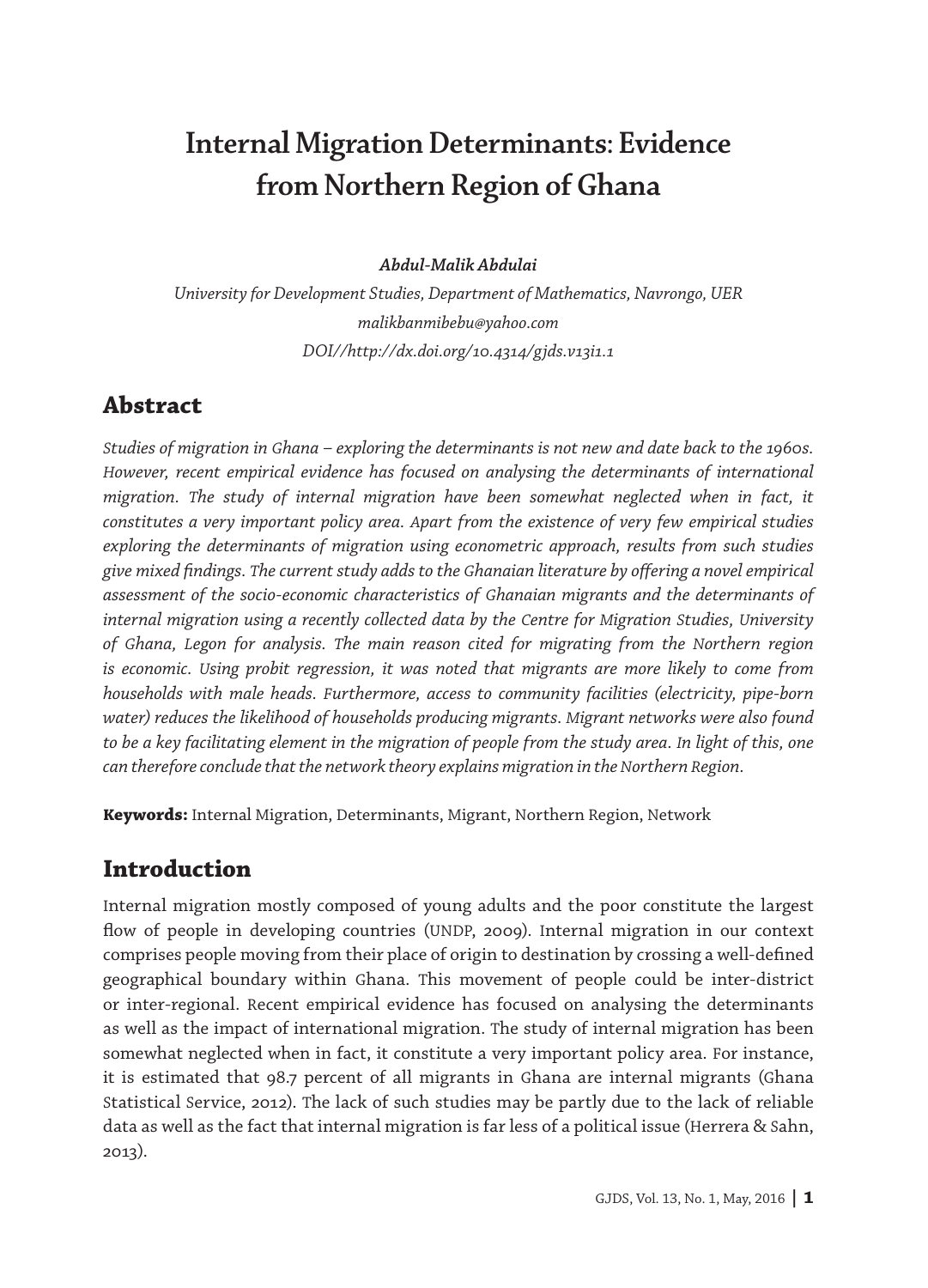# Internal Migration Determinants: Evidence from Northern Region of Ghana

***Abdul-Malik Abdulai***

*University for Development Studies, Department of Mathematics, Navrongo, UER*

*malikbanmibebu@yahoo.com*

*DOI//http://dx.doi.org/10.4314/gjds.v13i1.1*

## Abstract

*Studies of migration in Ghana – exploring the determinants is not new and date back to the 1960s. However, recent empirical evidence has focused on analysing the determinants of international migration. The study of internal migration have been somewhat neglected when in fact, it constitutes a very important policy area. Apart from the existence of very few empirical studies exploring the determinants of migration using econometric approach, results from such studies give mixed findings. The current study adds to the Ghanaian literature by offering a novel empirical assessment of the socio-economic characteristics of Ghanaian migrants and the determinants of internal migration using a recently collected data by the Centre for Migration Studies, University of Ghana, Legon for analysis. The main reason cited for migrating from the Northern region is economic. Using probit regression, it was noted that migrants are more likely to come from households with male heads. Furthermore, access to community facilities (electricity, pipe-born water) reduces the likelihood of households producing migrants. Migrant networks were also found to be a key facilitating element in the migration of people from the study area. In light of this, one can therefore conclude that the network theory explains migration in the Northern Region.*

**Keywords:** Internal Migration, Determinants, Migrant, Northern Region, Network

## Introduction

Internal migration mostly composed of young adults and the poor constitute the largest flow of people in developing countries (UNDP, 2009). Internal migration in our context comprises people moving from their place of origin to destination by crossing a well-defined geographical boundary within Ghana. This movement of people could be inter-district or inter-regional. Recent empirical evidence has focused on analysing the determinants as well as the impact of international migration. The study of internal migration has been somewhat neglected when in fact, it constitute a very important policy area. For instance, it is estimated that 98.7 percent of all migrants in Ghana are internal migrants (Ghana Statistical Service, 2012). The lack of such studies may be partly due to the lack of reliable data as well as the fact that internal migration is far less of a political issue (Herrera & Sahn, 2013).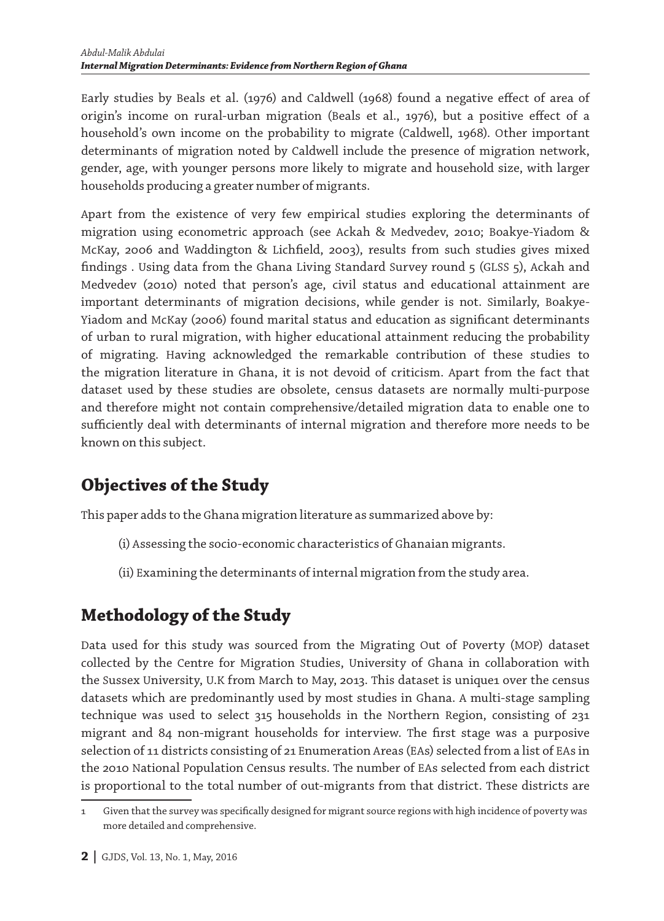Early studies by Beals et al. (1976) and Caldwell (1968) found a negative effect of area of origin's income on rural-urban migration (Beals et al., 1976), but a positive effect of a household's own income on the probability to migrate (Caldwell, 1968). Other important determinants of migration noted by Caldwell include the presence of migration network, gender, age, with younger persons more likely to migrate and household size, with larger households producing a greater number of migrants.

Apart from the existence of very few empirical studies exploring the determinants of migration using econometric approach (see Ackah & Medvedev, 2010; Boakye-Yiadom & McKay, 2006 and Waddington & Lichfield, 2003), results from such studies gives mixed findings . Using data from the Ghana Living Standard Survey round 5 (GLSS 5), Ackah and Medvedev (2010) noted that person's age, civil status and educational attainment are important determinants of migration decisions, while gender is not. Similarly, Boakye-Yiadom and McKay (2006) found marital status and education as significant determinants of urban to rural migration, with higher educational attainment reducing the probability of migrating. Having acknowledged the remarkable contribution of these studies to the migration literature in Ghana, it is not devoid of criticism. Apart from the fact that dataset used by these studies are obsolete, census datasets are normally multi-purpose and therefore might not contain comprehensive/detailed migration data to enable one to sufficiently deal with determinants of internal migration and therefore more needs to be known on this subject.

## Objectives of the Study

This paper adds to the Ghana migration literature as summarized above by:

(i) Assessing the socio-economic characteristics of Ghanaian migrants.

(ii) Examining the determinants of internal migration from the study area.

## Methodology of the Study

Data used for this study was sourced from the Migrating Out of Poverty (MOP) dataset collected by the Centre for Migration Studies, University of Ghana in collaboration with the Sussex University, U.K from March to May, 2013. This dataset is unique[1] over the census datasets which are predominantly used by most studies in Ghana. A multi-stage sampling technique was used to select 315 households in the Northern Region, consisting of 231 migrant and 84 non-migrant households for interview. The first stage was a purposive selection of 11 districts consisting of 21 Enumeration Areas (EAs) selected from a list of EAs in the 2010 National Population Census results. The number of EAs selected from each district is proportional to the total number of out-migrants from that district. These districts are

[1] Given that the survey was specifically designed for migrant source regions with high incidence of poverty was more detailed and comprehensive.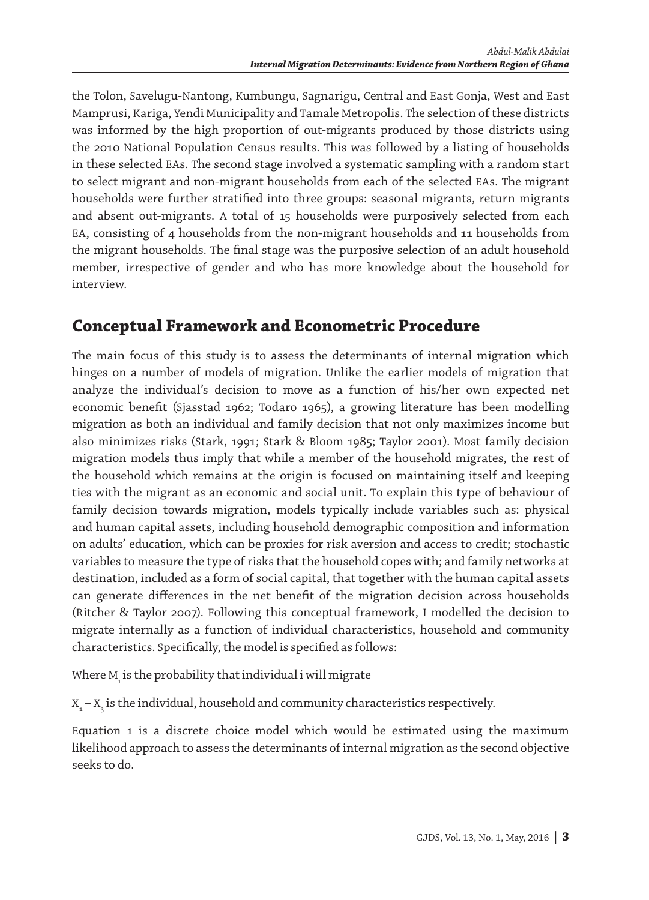the Tolon, Savelugu-Nantong, Kumbungu, Sagnarigu, Central and East Gonja, West and East Mamprusi, Kariga, Yendi Municipality and Tamale Metropolis. The selection of these districts was informed by the high proportion of out-migrants produced by those districts using the 2010 National Population Census results. This was followed by a listing of households in these selected EAs. The second stage involved a systematic sampling with a random start to select migrant and non-migrant households from each of the selected EAs. The migrant households were further stratified into three groups: seasonal migrants, return migrants and absent out-migrants. A total of 15 households were purposively selected from each EA, consisting of 4 households from the non-migrant households and 11 households from the migrant households. The final stage was the purposive selection of an adult household member, irrespective of gender and who has more knowledge about the household for interview.

## Conceptual Framework and Econometric Procedure

The main focus of this study is to assess the determinants of internal migration which hinges on a number of models of migration. Unlike the earlier models of migration that analyze the individual's decision to move as a function of his/her own expected net economic benefit (Sjasstad 1962; Todaro 1965), a growing literature has been modelling migration as both an individual and family decision that not only maximizes income but also minimizes risks (Stark, 1991; Stark & Bloom 1985; Taylor 2001). Most family decision migration models thus imply that while a member of the household migrates, the rest of the household which remains at the origin is focused on maintaining itself and keeping ties with the migrant as an economic and social unit. To explain this type of behaviour of family decision towards migration, models typically include variables such as: physical and human capital assets, including household demographic composition and information on adults' education, which can be proxies for risk aversion and access to credit; stochastic variables to measure the type of risks that the household copes with; and family networks at destination, included as a form of social capital, that together with the human capital assets can generate differences in the net benefit of the migration decision across households (Ritcher & Taylor 2007). Following this conceptual framework, I modelled the decision to migrate internally as a function of individual characteristics, household and community characteristics. Specifically, the model is specified as follows:

Where $M_i$ is the probability that individual i will migrate

$X_1 - X_3$ is the individual, household and community characteristics respectively.

Equation 1 is a discrete choice model which would be estimated using the maximum likelihood approach to assess the determinants of internal migration as the second objective seeks to do.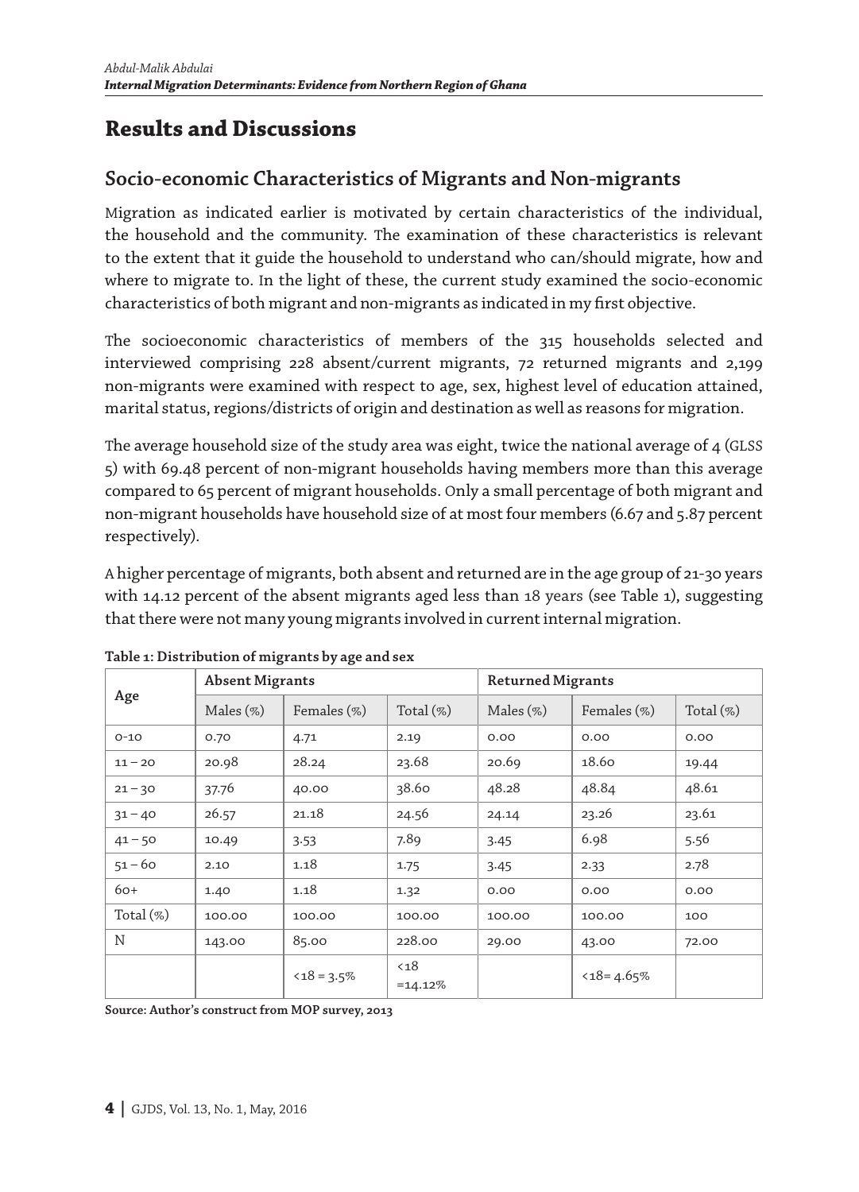# Results and Discussions

## Socio-economic Characteristics of Migrants and Non-migrants

Migration as indicated earlier is motivated by certain characteristics of the individual, the household and the community. The examination of these characteristics is relevant to the extent that it guide the household to understand who can/should migrate, how and where to migrate to. In the light of these, the current study examined the socio-economic characteristics of both migrant and non-migrants as indicated in my first objective.

The socioeconomic characteristics of members of the 315 households selected and interviewed comprising 228 absent/current migrants, 72 returned migrants and 2,199 non-migrants were examined with respect to age, sex, highest level of education attained, marital status, regions/districts of origin and destination as well as reasons for migration.

The average household size of the study area was eight, twice the national average of 4 (GLSS 5) with 69.48 percent of non-migrant households having members more than this average compared to 65 percent of migrant households. Only a small percentage of both migrant and non-migrant households have household size of at most four members (6.67 and 5.87 percent respectively).

A higher percentage of migrants, both absent and returned are in the age group of 21-30 years with 14.12 percent of the absent migrants aged less than 18 years (see Table 1), suggesting that there were not many young migrants involved in current internal migration.

**Table 1: Distribution of migrants by age and sex**

| Age | Absent Migrants | | | Returned Migrants | | |
|---|---|---|---|---|---|---|
| | Males (%) | Females (%) | Total (%) | Males (%) | Females (%) | Total (%) |
| 0-10 | 0.70 | 4.71 | 2.19 | 0.00 | 0.00 | 0.00 |
| 11 – 20 | 20.98 | 28.24 | 23.68 | 20.69 | 18.60 | 19.44 |
| 21 – 30 | 37.76 | 40.00 | 38.60 | 48.28 | 48.84 | 48.61 |
| 31 – 40 | 26.57 | 21.18 | 24.56 | 24.14 | 23.26 | 23.61 |
| 41 – 50 | 10.49 | 3.53 | 7.89 | 3.45 | 6.98 | 5.56 |
| 51 – 60 | 2.10 | 1.18 | 1.75 | 3.45 | 2.33 | 2.78 |
| 60+ | 1.40 | 1.18 | 1.32 | 0.00 | 0.00 | 0.00 |
| Total (%) | 100.00 | 100.00 | 100.00 | 100.00 | 100.00 | 100 |
| N | 143.00 | 85.00 | 228.00 | 29.00 | 43.00 | 72.00 |
| | | <18 = 3.5% | <18 =14.12% | | <18= 4.65% | |

**Source: Author's construct from MOP survey, 2013**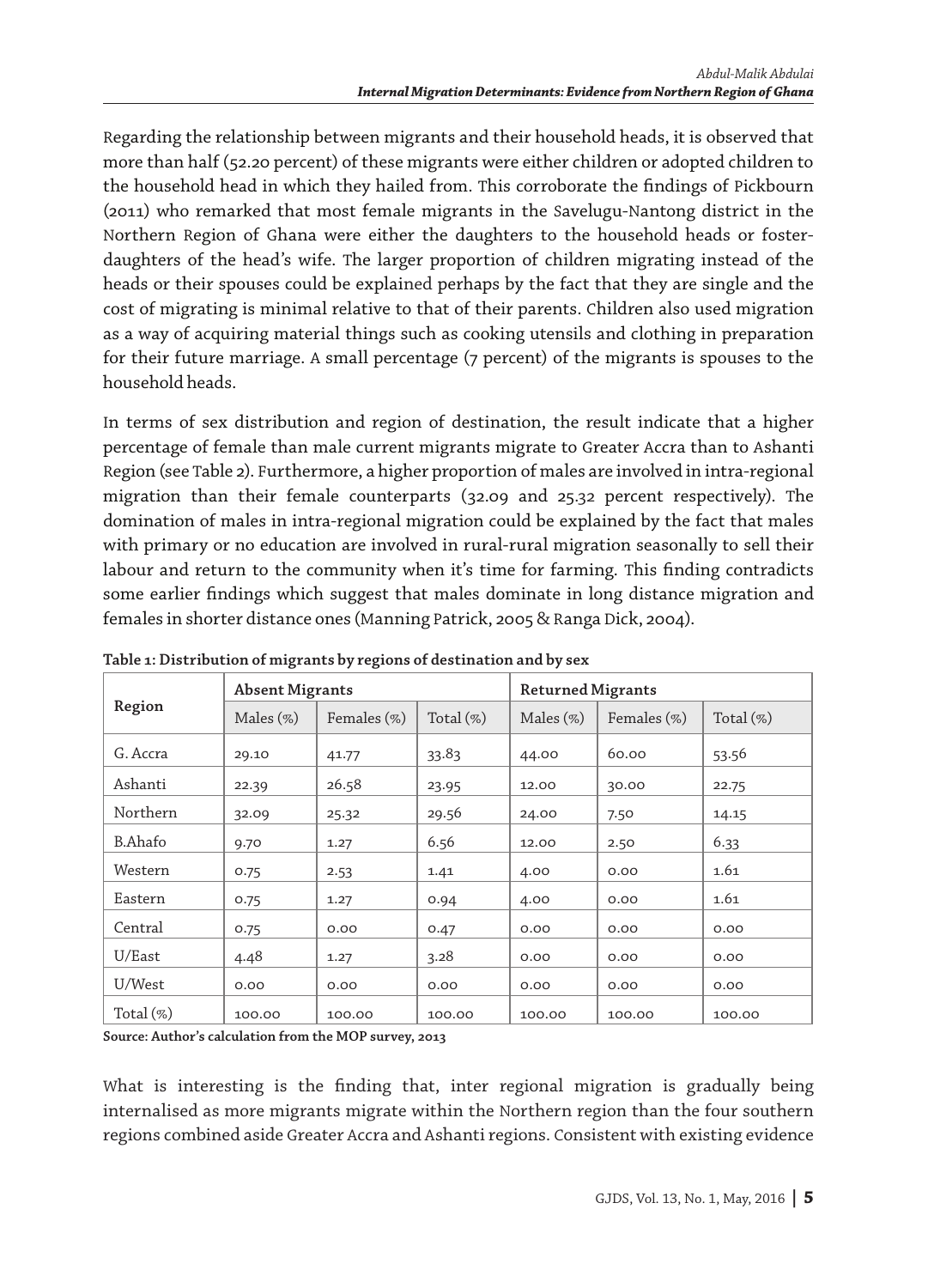Regarding the relationship between migrants and their household heads, it is observed that more than half (52.20 percent) of these migrants were either children or adopted children to the household head in which they hailed from. This corroborate the findings of Pickbourn (2011) who remarked that most female migrants in the Savelugu-Nantong district in the Northern Region of Ghana were either the daughters to the household heads or foster-daughters of the head's wife. The larger proportion of children migrating instead of the heads or their spouses could be explained perhaps by the fact that they are single and the cost of migrating is minimal relative to that of their parents. Children also used migration as a way of acquiring material things such as cooking utensils and clothing in preparation for their future marriage. A small percentage (7 percent) of the migrants is spouses to the household heads.

In terms of sex distribution and region of destination, the result indicate that a higher percentage of female than male current migrants migrate to Greater Accra than to Ashanti Region (see Table 2). Furthermore, a higher proportion of males are involved in intra-regional migration than their female counterparts (32.09 and 25.32 percent respectively). The domination of males in intra-regional migration could be explained by the fact that males with primary or no education are involved in rural-rural migration seasonally to sell their labour and return to the community when it's time for farming. This finding contradicts some earlier findings which suggest that males dominate in long distance migration and females in shorter distance ones (Manning Patrick, 2005 & Ranga Dick, 2004).

**Table 1: Distribution of migrants by regions of destination and by sex**

| Region | Absent Migrants | | | Returned Migrants | | |
|---|---|---|---|---|---|---|
| | Males (%) | Females (%) | Total (%) | Males (%) | Females (%) | Total (%) |
| G. Accra | 29.10 | 41.77 | 33.83 | 44.00 | 60.00 | 53.56 |
| Ashanti | 22.39 | 26.58 | 23.95 | 12.00 | 30.00 | 22.75 |
| Northern | 32.09 | 25.32 | 29.56 | 24.00 | 7.50 | 14.15 |
| B.Ahafo | 9.70 | 1.27 | 6.56 | 12.00 | 2.50 | 6.33 |
| Western | 0.75 | 2.53 | 1.41 | 4.00 | 0.00 | 1.61 |
| Eastern | 0.75 | 1.27 | 0.94 | 4.00 | 0.00 | 1.61 |
| Central | 0.75 | 0.00 | 0.47 | 0.00 | 0.00 | 0.00 |
| U/East | 4.48 | 1.27 | 3.28 | 0.00 | 0.00 | 0.00 |
| U/West | 0.00 | 0.00 | 0.00 | 0.00 | 0.00 | 0.00 |
| Total (%) | 100.00 | 100.00 | 100.00 | 100.00 | 100.00 | 100.00 |

**Source: Author's calculation from the MOP survey, 2013**

What is interesting is the finding that, inter regional migration is gradually being internalised as more migrants migrate within the Northern region than the four southern regions combined aside Greater Accra and Ashanti regions. Consistent with existing evidence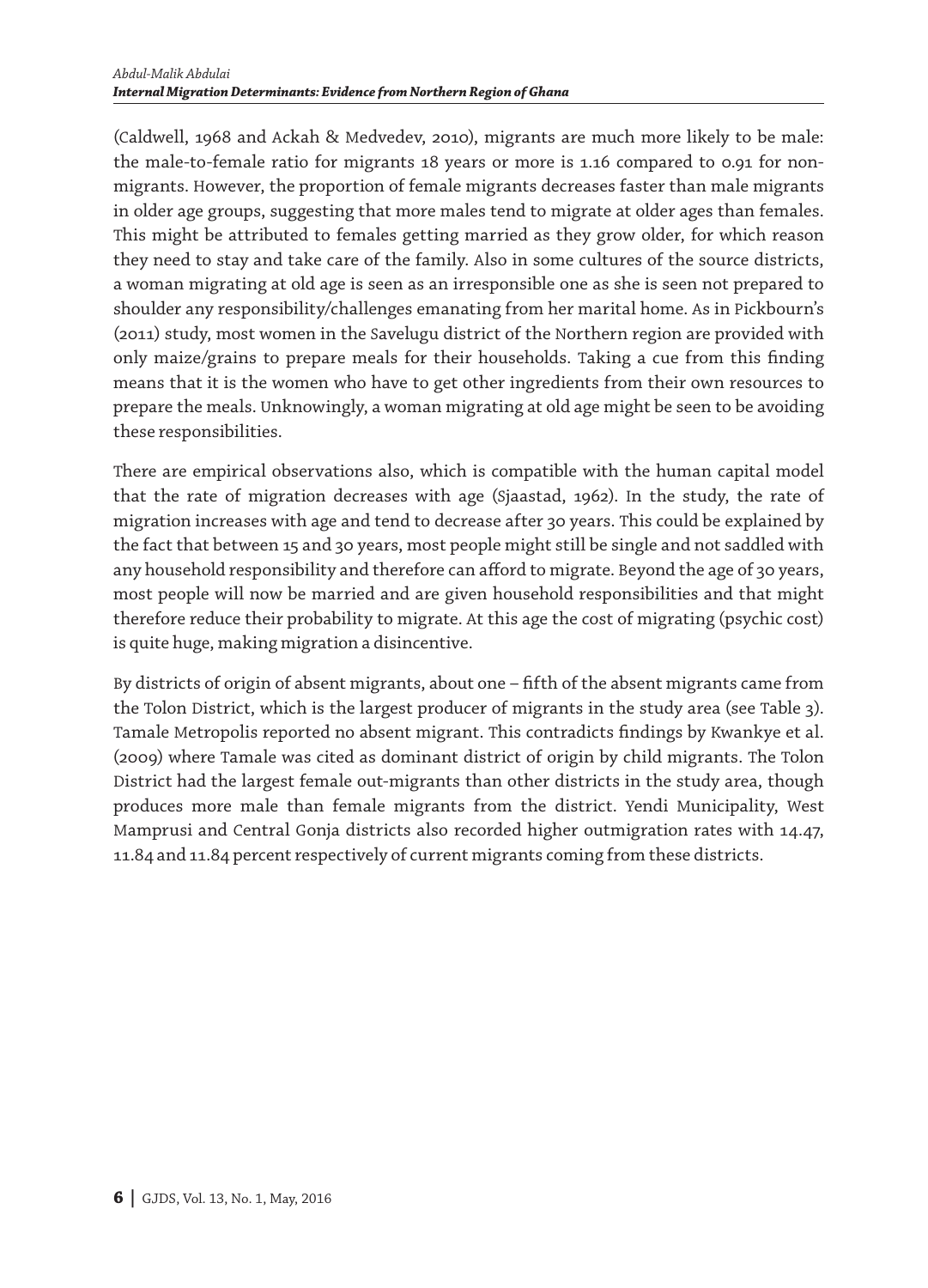(Caldwell, 1968 and Ackah & Medvedev, 2010), migrants are much more likely to be male: the male-to-female ratio for migrants 18 years or more is 1.16 compared to 0.91 for non-migrants. However, the proportion of female migrants decreases faster than male migrants in older age groups, suggesting that more males tend to migrate at older ages than females. This might be attributed to females getting married as they grow older, for which reason they need to stay and take care of the family. Also in some cultures of the source districts, a woman migrating at old age is seen as an irresponsible one as she is seen not prepared to shoulder any responsibility/challenges emanating from her marital home. As in Pickbourn's (2011) study, most women in the Savelugu district of the Northern region are provided with only maize/grains to prepare meals for their households. Taking a cue from this finding means that it is the women who have to get other ingredients from their own resources to prepare the meals. Unknowingly, a woman migrating at old age might be seen to be avoiding these responsibilities.

There are empirical observations also, which is compatible with the human capital model that the rate of migration decreases with age (Sjaastad, 1962). In the study, the rate of migration increases with age and tend to decrease after 30 years. This could be explained by the fact that between 15 and 30 years, most people might still be single and not saddled with any household responsibility and therefore can afford to migrate. Beyond the age of 30 years, most people will now be married and are given household responsibilities and that might therefore reduce their probability to migrate. At this age the cost of migrating (psychic cost) is quite huge, making migration a disincentive.

By districts of origin of absent migrants, about one – fifth of the absent migrants came from the Tolon District, which is the largest producer of migrants in the study area (see Table 3). Tamale Metropolis reported no absent migrant. This contradicts findings by Kwankye et al. (2009) where Tamale was cited as dominant district of origin by child migrants. The Tolon District had the largest female out-migrants than other districts in the study area, though produces more male than female migrants from the district. Yendi Municipality, West Mamprusi and Central Gonja districts also recorded higher outmigration rates with 14.47, 11.84 and 11.84 percent respectively of current migrants coming from these districts.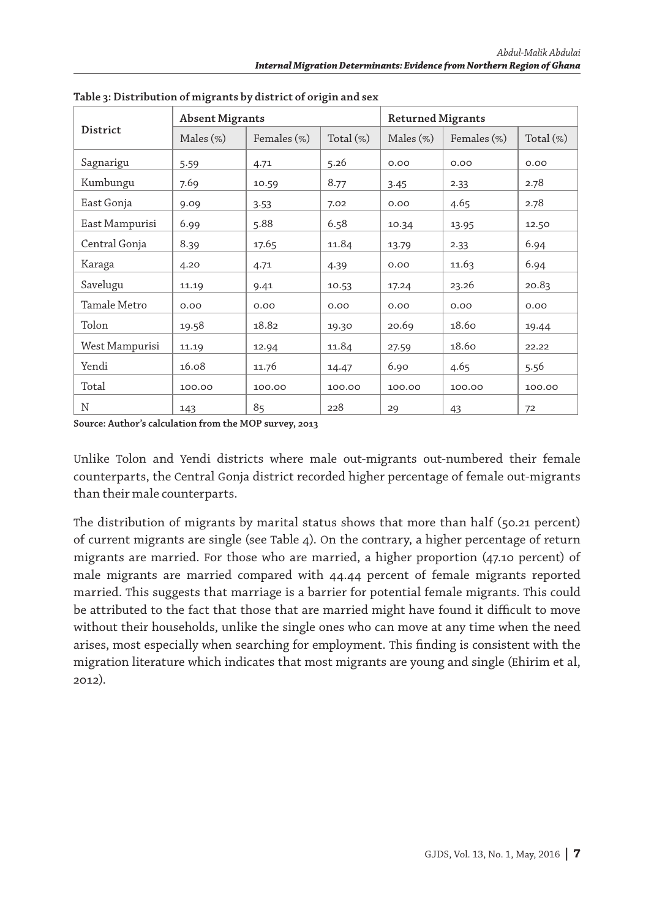**Table 3: Distribution of migrants by district of origin and sex**

| District | Absent Migrants | | | Returned Migrants | | |
|---|---|---|---|---|---|---|
| | Males (%) | Females (%) | Total (%) | Males (%) | Females (%) | Total (%) |
| Sagnarigu | 5.59 | 4.71 | 5.26 | 0.00 | 0.00 | 0.00 |
| Kumbungu | 7.69 | 10.59 | 8.77 | 3.45 | 2.33 | 2.78 |
| East Gonja | 9.09 | 3.53 | 7.02 | 0.00 | 4.65 | 2.78 |
| East Mampurisi | 6.99 | 5.88 | 6.58 | 10.34 | 13.95 | 12.50 |
| Central Gonja | 8.39 | 17.65 | 11.84 | 13.79 | 2.33 | 6.94 |
| Karaga | 4.20 | 4.71 | 4.39 | 0.00 | 11.63 | 6.94 |
| Savelugu | 11.19 | 9.41 | 10.53 | 17.24 | 23.26 | 20.83 |
| Tamale Metro | 0.00 | 0.00 | 0.00 | 0.00 | 0.00 | 0.00 |
| Tolon | 19.58 | 18.82 | 19.30 | 20.69 | 18.60 | 19.44 |
| West Mampurisi | 11.19 | 12.94 | 11.84 | 27.59 | 18.60 | 22.22 |
| Yendi | 16.08 | 11.76 | 14.47 | 6.90 | 4.65 | 5.56 |
| Total | 100.00 | 100.00 | 100.00 | 100.00 | 100.00 | 100.00 |
| N | 143 | 85 | 228 | 29 | 43 | 72 |

**Source: Author's calculation from the MOP survey, 2013**

Unlike Tolon and Yendi districts where male out-migrants out-numbered their female counterparts, the Central Gonja district recorded higher percentage of female out-migrants than their male counterparts.

The distribution of migrants by marital status shows that more than half (50.21 percent) of current migrants are single (see Table 4). On the contrary, a higher percentage of return migrants are married. For those who are married, a higher proportion (47.10 percent) of male migrants are married compared with 44.44 percent of female migrants reported married. This suggests that marriage is a barrier for potential female migrants. This could be attributed to the fact that those that are married might have found it difficult to move without their households, unlike the single ones who can move at any time when the need arises, most especially when searching for employment. This finding is consistent with the migration literature which indicates that most migrants are young and single (Ehirim et al, 2012).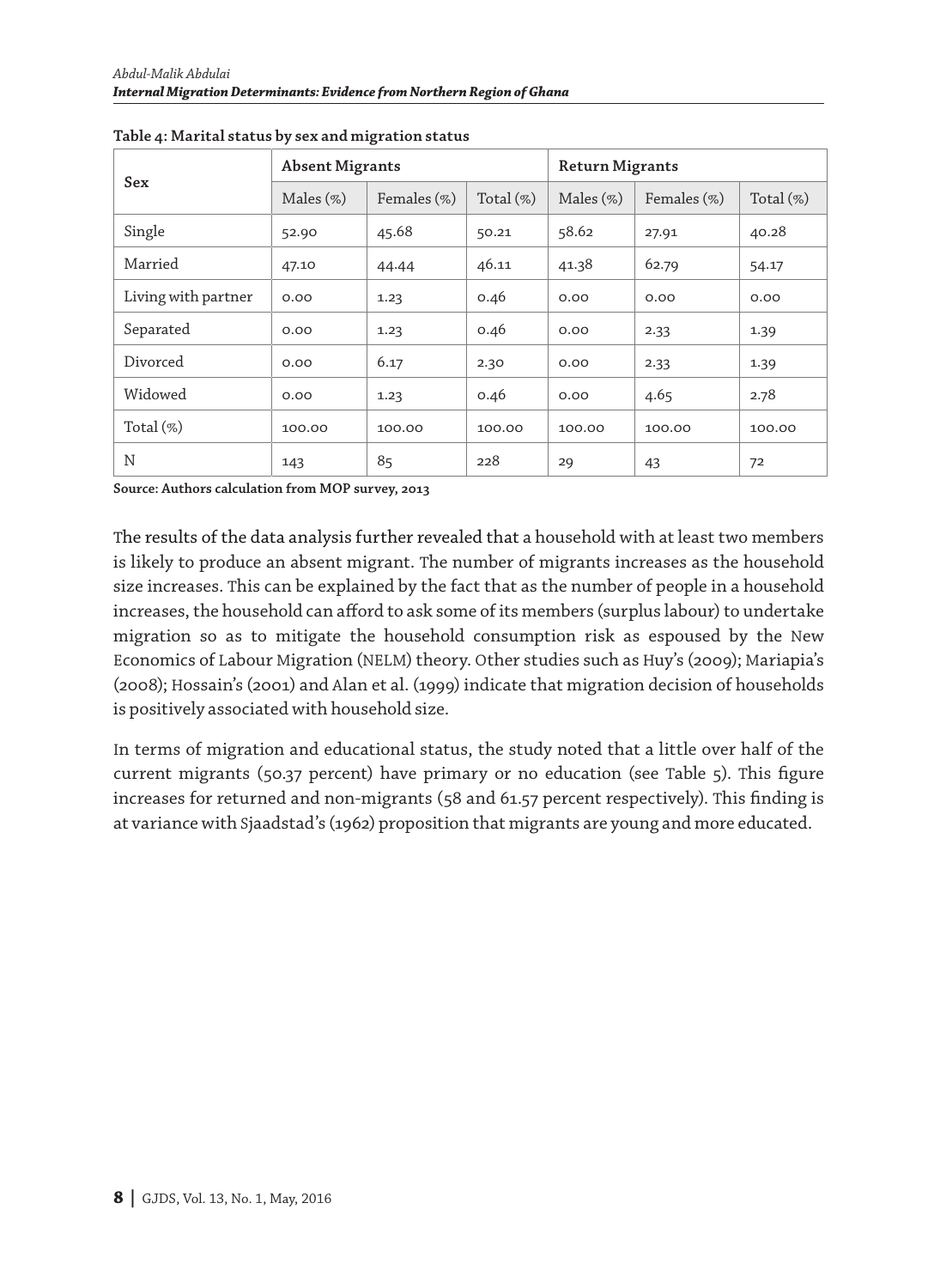**Table 4: Marital status by sex and migration status**

| Sex | Absent Migrants | | | Return Migrants | | |
|---|---|---|---|---|---|---|
| | Males (%) | Females (%) | Total (%) | Males (%) | Females (%) | Total (%) |
| Single | 52.90 | 45.68 | 50.21 | 58.62 | 27.91 | 40.28 |
| Married | 47.10 | 44.44 | 46.11 | 41.38 | 62.79 | 54.17 |
| Living with partner | 0.00 | 1.23 | 0.46 | 0.00 | 0.00 | 0.00 |
| Separated | 0.00 | 1.23 | 0.46 | 0.00 | 2.33 | 1.39 |
| Divorced | 0.00 | 6.17 | 2.30 | 0.00 | 2.33 | 1.39 |
| Widowed | 0.00 | 1.23 | 0.46 | 0.00 | 4.65 | 2.78 |
| Total (%) | 100.00 | 100.00 | 100.00 | 100.00 | 100.00 | 100.00 |
| N | 143 | 85 | 228 | 29 | 43 | 72 |

**Source: Authors calculation from MOP survey, 2013**

The results of the data analysis further revealed that a household with at least two members is likely to produce an absent migrant. The number of migrants increases as the household size increases. This can be explained by the fact that as the number of people in a household increases, the household can afford to ask some of its members (surplus labour) to undertake migration so as to mitigate the household consumption risk as espoused by the New Economics of Labour Migration (NELM) theory. Other studies such as Huy's (2009); Mariapia's (2008); Hossain's (2001) and Alan et al. (1999) indicate that migration decision of households is positively associated with household size.

In terms of migration and educational status, the study noted that a little over half of the current migrants (50.37 percent) have primary or no education (see Table 5). This figure increases for returned and non-migrants (58 and 61.57 percent respectively). This finding is at variance with Sjaadstad's (1962) proposition that migrants are young and more educated.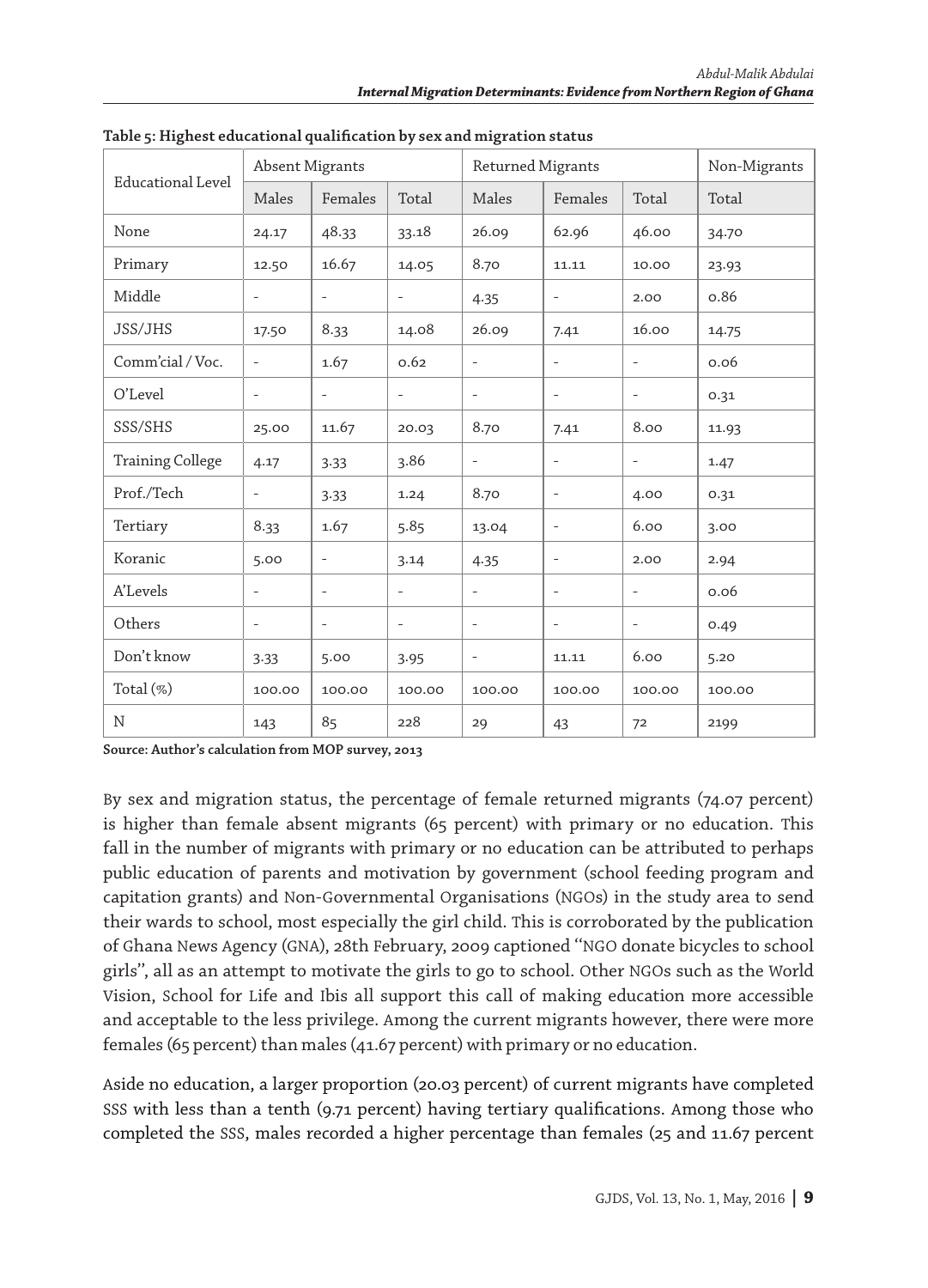**Table 5: Highest educational qualification by sex and migration status**

| Educational Level | Absent Migrants | | | Returned Migrants | | | Non-Migrants |
|---|---|---|---|---|---|---|---|
| | Males | Females | Total | Males | Females | Total | Total |
| None | 24.17 | 48.33 | 33.18 | 26.09 | 62.96 | 46.00 | 34.70 |
| Primary | 12.50 | 16.67 | 14.05 | 8.70 | 11.11 | 10.00 | 23.93 |
| Middle | - | - | - | 4.35 | - | 2.00 | 0.86 |
| JSS/JHS | 17.50 | 8.33 | 14.08 | 26.09 | 7.41 | 16.00 | 14.75 |
| Comm'cial / Voc. | - | 1.67 | 0.62 | - | - | - | 0.06 |
| O'Level | - | - | - | - | - | - | 0.31 |
| SSS/SHS | 25.00 | 11.67 | 20.03 | 8.70 | 7.41 | 8.00 | 11.93 |
| Training College | 4.17 | 3.33 | 3.86 | - | - | - | 1.47 |
| Prof./Tech | - | 3.33 | 1.24 | 8.70 | - | 4.00 | 0.31 |
| Tertiary | 8.33 | 1.67 | 5.85 | 13.04 | - | 6.00 | 3.00 |
| Koranic | 5.00 | - | 3.14 | 4.35 | - | 2.00 | 2.94 |
| A'Levels | - | - | - | - | - | - | 0.06 |
| Others | - | - | - | - | - | - | 0.49 |
| Don't know | 3.33 | 5.00 | 3.95 | - | 11.11 | 6.00 | 5.20 |
| Total (%) | 100.00 | 100.00 | 100.00 | 100.00 | 100.00 | 100.00 | 100.00 |
| N | 143 | 85 | 228 | 29 | 43 | 72 | 2199 |

**Source: Author's calculation from MOP survey, 2013**

By sex and migration status, the percentage of female returned migrants (74.07 percent) is higher than female absent migrants (65 percent) with primary or no education. This fall in the number of migrants with primary or no education can be attributed to perhaps public education of parents and motivation by government (school feeding program and capitation grants) and Non-Governmental Organisations (NGOs) in the study area to send their wards to school, most especially the girl child. This is corroborated by the publication of Ghana News Agency (GNA), 28th February, 2009 captioned "NGO donate bicycles to school girls", all as an attempt to motivate the girls to go to school. Other NGOs such as the World Vision, School for Life and Ibis all support this call of making education more accessible and acceptable to the less privilege. Among the current migrants however, there were more females (65 percent) than males (41.67 percent) with primary or no education.

Aside no education, a larger proportion (20.03 percent) of current migrants have completed SSS with less than a tenth (9.71 percent) having tertiary qualifications. Among those who completed the SSS, males recorded a higher percentage than females (25 and 11.67 percent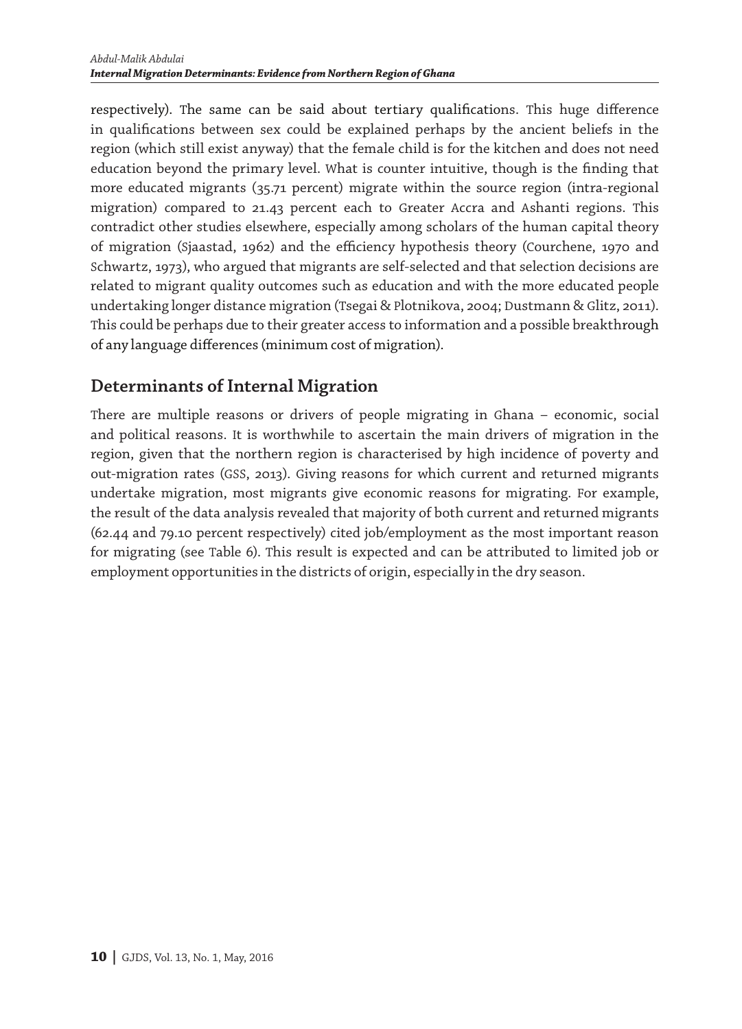respectively). The same can be said about tertiary qualifications. This huge difference in qualifications between sex could be explained perhaps by the ancient beliefs in the region (which still exist anyway) that the female child is for the kitchen and does not need education beyond the primary level. What is counter intuitive, though is the finding that more educated migrants (35.71 percent) migrate within the source region (intra-regional migration) compared to 21.43 percent each to Greater Accra and Ashanti regions. This contradict other studies elsewhere, especially among scholars of the human capital theory of migration (Sjaastad, 1962) and the efficiency hypothesis theory (Courchene, 1970 and Schwartz, 1973), who argued that migrants are self-selected and that selection decisions are related to migrant quality outcomes such as education and with the more educated people undertaking longer distance migration (Tsegai & Plotnikova, 2004; Dustmann & Glitz, 2011). This could be perhaps due to their greater access to information and a possible breakthrough of any language differences (minimum cost of migration).

## Determinants of Internal Migration

There are multiple reasons or drivers of people migrating in Ghana – economic, social and political reasons. It is worthwhile to ascertain the main drivers of migration in the region, given that the northern region is characterised by high incidence of poverty and out-migration rates (GSS, 2013). Giving reasons for which current and returned migrants undertake migration, most migrants give economic reasons for migrating. For example, the result of the data analysis revealed that majority of both current and returned migrants (62.44 and 79.10 percent respectively) cited job/employment as the most important reason for migrating (see Table 6). This result is expected and can be attributed to limited job or employment opportunities in the districts of origin, especially in the dry season.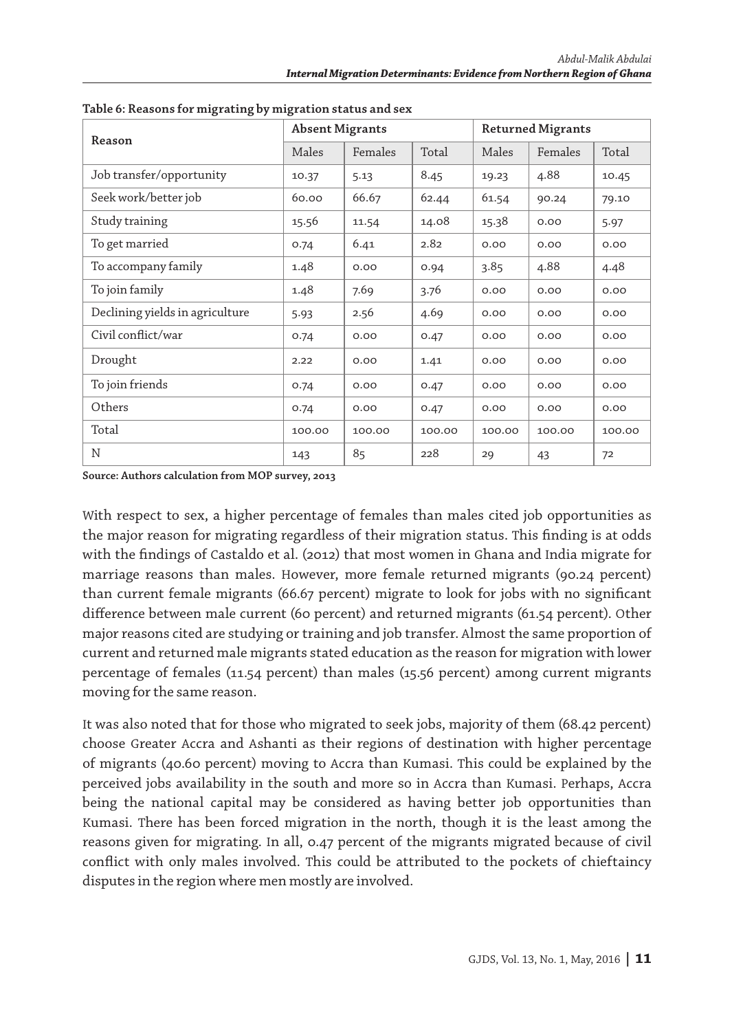**Table 6: Reasons for migrating by migration status and sex**

| Reason | Absent Migrants | | | Returned Migrants | | |
|---|---|---|---|---|---|---|
| | Males | Females | Total | Males | Females | Total |
| Job transfer/opportunity | 10.37 | 5.13 | 8.45 | 19.23 | 4.88 | 10.45 |
| Seek work/better job | 60.00 | 66.67 | 62.44 | 61.54 | 90.24 | 79.10 |
| Study training | 15.56 | 11.54 | 14.08 | 15.38 | 0.00 | 5.97 |
| To get married | 0.74 | 6.41 | 2.82 | 0.00 | 0.00 | 0.00 |
| To accompany family | 1.48 | 0.00 | 0.94 | 3.85 | 4.88 | 4.48 |
| To join family | 1.48 | 7.69 | 3.76 | 0.00 | 0.00 | 0.00 |
| Declining yields in agriculture | 5.93 | 2.56 | 4.69 | 0.00 | 0.00 | 0.00 |
| Civil conflict/war | 0.74 | 0.00 | 0.47 | 0.00 | 0.00 | 0.00 |
| Drought | 2.22 | 0.00 | 1.41 | 0.00 | 0.00 | 0.00 |
| To join friends | 0.74 | 0.00 | 0.47 | 0.00 | 0.00 | 0.00 |
| Others | 0.74 | 0.00 | 0.47 | 0.00 | 0.00 | 0.00 |
| Total | 100.00 | 100.00 | 100.00 | 100.00 | 100.00 | 100.00 |
| N | 143 | 85 | 228 | 29 | 43 | 72 |

**Source: Authors calculation from MOP survey, 2013**

With respect to sex, a higher percentage of females than males cited job opportunities as the major reason for migrating regardless of their migration status. This finding is at odds with the findings of Castaldo et al. (2012) that most women in Ghana and India migrate for marriage reasons than males. However, more female returned migrants (90.24 percent) than current female migrants (66.67 percent) migrate to look for jobs with no significant difference between male current (60 percent) and returned migrants (61.54 percent). Other major reasons cited are studying or training and job transfer. Almost the same proportion of current and returned male migrants stated education as the reason for migration with lower percentage of females (11.54 percent) than males (15.56 percent) among current migrants moving for the same reason.

It was also noted that for those who migrated to seek jobs, majority of them (68.42 percent) choose Greater Accra and Ashanti as their regions of destination with higher percentage of migrants (40.60 percent) moving to Accra than Kumasi. This could be explained by the perceived jobs availability in the south and more so in Accra than Kumasi. Perhaps, Accra being the national capital may be considered as having better job opportunities than Kumasi. There has been forced migration in the north, though it is the least among the reasons given for migrating. In all, 0.47 percent of the migrants migrated because of civil conflict with only males involved. This could be attributed to the pockets of chieftaincy disputes in the region where men mostly are involved.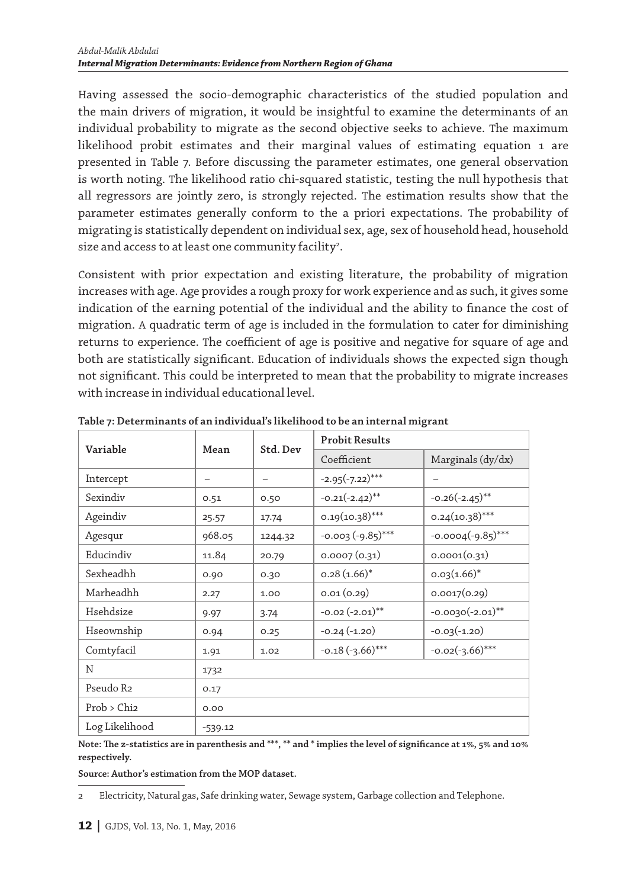Having assessed the socio-demographic characteristics of the studied population and the main drivers of migration, it would be insightful to examine the determinants of an individual probability to migrate as the second objective seeks to achieve. The maximum likelihood probit estimates and their marginal values of estimating equation 1 are presented in Table 7. Before discussing the parameter estimates, one general observation is worth noting. The likelihood ratio chi-squared statistic, testing the null hypothesis that all regressors are jointly zero, is strongly rejected. The estimation results show that the parameter estimates generally conform to the a priori expectations. The probability of migrating is statistically dependent on individual sex, age, sex of household head, household size and access to at least one community facility[2].

Consistent with prior expectation and existing literature, the probability of migration increases with age. Age provides a rough proxy for work experience and as such, it gives some indication of the earning potential of the individual and the ability to finance the cost of migration. A quadratic term of age is included in the formulation to cater for diminishing returns to experience. The coefficient of age is positive and negative for square of age and both are statistically significant. Education of individuals shows the expected sign though not significant. This could be interpreted to mean that the probability to migrate increases with increase in individual educational level.

**Table 7: Determinants of an individual's likelihood to be an internal migrant**

| Variable | Mean | Std. Dev | Probit Results | |
|---|---|---|---|---|
| | | | Coefficient | Marginals (dy/dx) |
| Intercept | – | – | -2.95(-7.22)*** | – |
| Sexindiv | 0.51 | 0.50 | -0.21(-2.42)** | -0.26(-2.45)** |
| Ageindiv | 25.57 | 17.74 | 0.19(10.38)*** | 0.24(10.38)*** |
| Agesqur | 968.05 | 1244.32 | -0.003 (-9.85)*** | -0.0004(-9.85)*** |
| Educindiv | 11.84 | 20.79 | 0.0007 (0.31) | 0.0001(0.31) |
| Sexheadhh | 0.90 | 0.30 | 0.28 (1.66)* | 0.03(1.66)* |
| Marheadhh | 2.27 | 1.00 | 0.01 (0.29) | 0.0017(0.29) |
| Hsehdsize | 9.97 | 3.74 | -0.02 (-2.01)** | -0.0030(-2.01)** |
| Hseownship | 0.94 | 0.25 | -0.24 (-1.20) | -0.03(-1.20) |
| Comtyfacil | 1.91 | 1.02 | -0.18 (-3.66)*** | -0.02(-3.66)*** |
| N | 1732 | | | |
| Pseudo $R^2$ | 0.17 | | | |
| Prob > $Chi^2$ | 0.00 | | | |
| Log Likelihood | -539.12 | | | |

**Note: The z-statistics are in parenthesis and \*\*\*, \*\* and \* implies the level of significance at 1%, 5% and 10% respectively.**

**Source: Author's estimation from the MOP dataset.**

2 Electricity, Natural gas, Safe drinking water, Sewage system, Garbage collection and Telephone.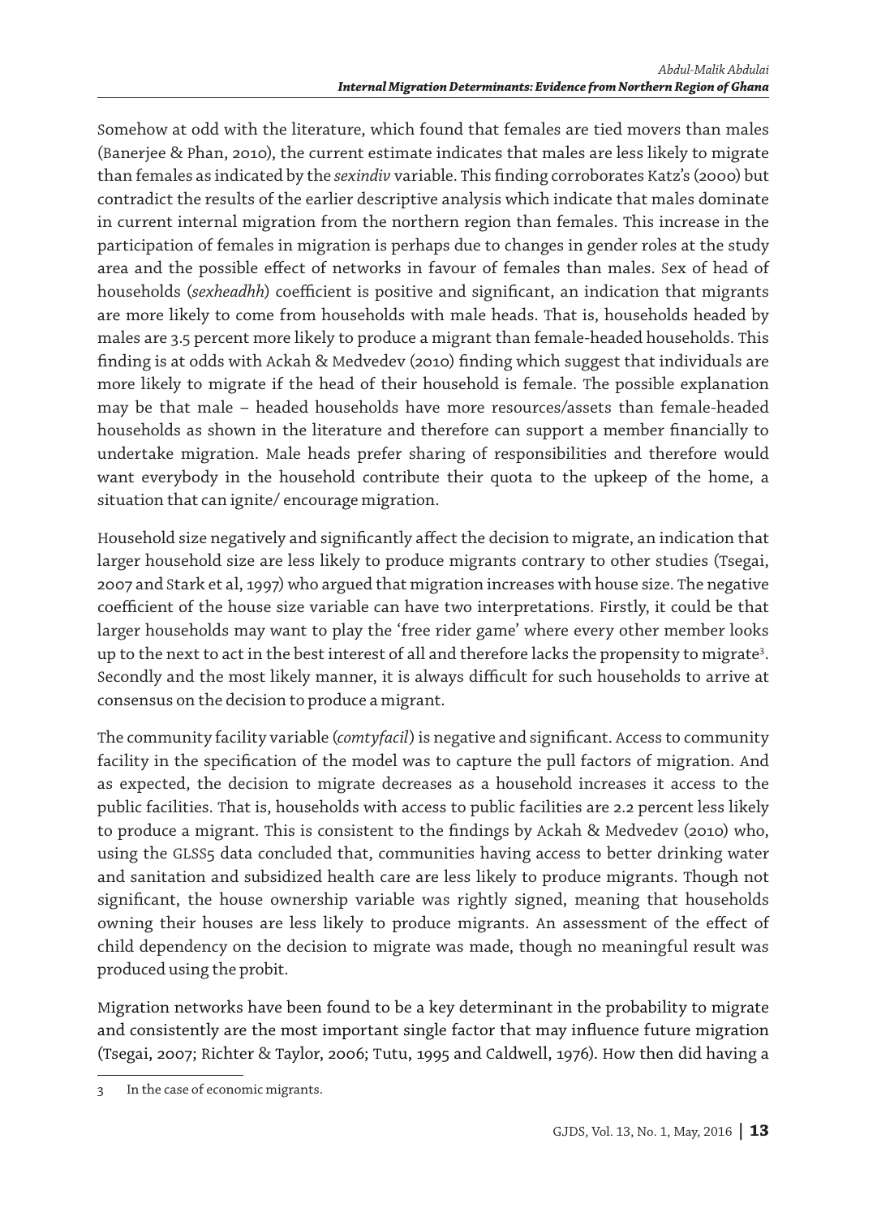Somehow at odd with the literature, which found that females are tied movers than males (Banerjee & Phan, 2010), the current estimate indicates that males are less likely to migrate than females as indicated by the *sexindiv* variable. This finding corroborates Katz's (2000) but contradict the results of the earlier descriptive analysis which indicate that males dominate in current internal migration from the northern region than females. This increase in the participation of females in migration is perhaps due to changes in gender roles at the study area and the possible effect of networks in favour of females than males. Sex of head of households (*sexheadhh*) coefficient is positive and significant, an indication that migrants are more likely to come from households with male heads. That is, households headed by males are 3.5 percent more likely to produce a migrant than female-headed households. This finding is at odds with Ackah & Medvedev (2010) finding which suggest that individuals are more likely to migrate if the head of their household is female. The possible explanation may be that male – headed households have more resources/assets than female-headed households as shown in the literature and therefore can support a member financially to undertake migration. Male heads prefer sharing of responsibilities and therefore would want everybody in the household contribute their quota to the upkeep of the home, a situation that can ignite/ encourage migration.

Household size negatively and significantly affect the decision to migrate, an indication that larger household size are less likely to produce migrants contrary to other studies (Tsegai, 2007 and Stark et al, 1997) who argued that migration increases with house size. The negative coefficient of the house size variable can have two interpretations. Firstly, it could be that larger households may want to play the 'free rider game' where every other member looks up to the next to act in the best interest of all and therefore lacks the propensity to migrate[3]. Secondly and the most likely manner, it is always difficult for such households to arrive at consensus on the decision to produce a migrant.

The community facility variable (*comtyfacil*) is negative and significant. Access to community facility in the specification of the model was to capture the pull factors of migration. And as expected, the decision to migrate decreases as a household increases it access to the public facilities. That is, households with access to public facilities are 2.2 percent less likely to produce a migrant. This is consistent to the findings by Ackah & Medvedev (2010) who, using the GLSS5 data concluded that, communities having access to better drinking water and sanitation and subsidized health care are less likely to produce migrants. Though not significant, the house ownership variable was rightly signed, meaning that households owning their houses are less likely to produce migrants. An assessment of the effect of child dependency on the decision to migrate was made, though no meaningful result was produced using the probit.

Migration networks have been found to be a key determinant in the probability to migrate and consistently are the most important single factor that may influence future migration (Tsegai, 2007; Richter & Taylor, 2006; Tutu, 1995 and Caldwell, 1976). How then did having a

---

3 In the case of economic migrants.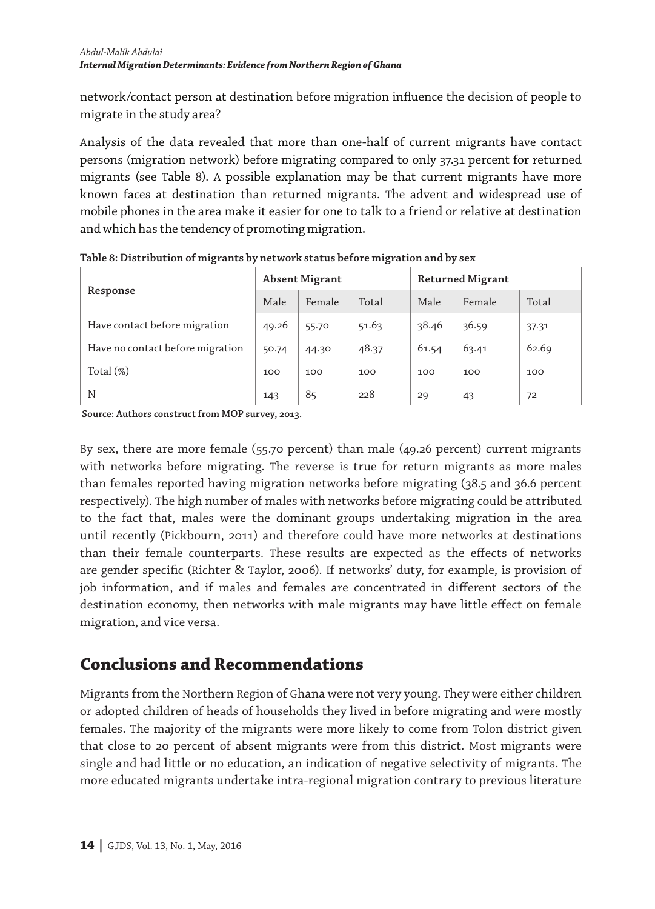network/contact person at destination before migration influence the decision of people to migrate in the study area?

Analysis of the data revealed that more than one-half of current migrants have contact persons (migration network) before migrating compared to only 37.31 percent for returned migrants (see Table 8). A possible explanation may be that current migrants have more known faces at destination than returned migrants. The advent and widespread use of mobile phones in the area make it easier for one to talk to a friend or relative at destination and which has the tendency of promoting migration.

**Table 8: Distribution of migrants by network status before migration and by sex**

| Response | Absent Migrant | | | Returned Migrant | | |
|---|---|---|---|---|---|---|
| | Male | Female | Total | Male | Female | Total |
| Have contact before migration | 49.26 | 55.70 | 51.63 | 38.46 | 36.59 | 37.31 |
| Have no contact before migration | 50.74 | 44.30 | 48.37 | 61.54 | 63.41 | 62.69 |
| Total (%) | 100 | 100 | 100 | 100 | 100 | 100 |
| N | 143 | 85 | 228 | 29 | 43 | 72 |

**Source: Authors construct from MOP survey, 2013.**

By sex, there are more female (55.70 percent) than male (49.26 percent) current migrants with networks before migrating. The reverse is true for return migrants as more males than females reported having migration networks before migrating (38.5 and 36.6 percent respectively). The high number of males with networks before migrating could be attributed to the fact that, males were the dominant groups undertaking migration in the area until recently (Pickbourn, 2011) and therefore could have more networks at destinations than their female counterparts. These results are expected as the effects of networks are gender specific (Richter & Taylor, 2006). If networks' duty, for example, is provision of job information, and if males and females are concentrated in different sectors of the destination economy, then networks with male migrants may have little effect on female migration, and vice versa.

## Conclusions and Recommendations

Migrants from the Northern Region of Ghana were not very young. They were either children or adopted children of heads of households they lived in before migrating and were mostly females. The majority of the migrants were more likely to come from Tolon district given that close to 20 percent of absent migrants were from this district. Most migrants were single and had little or no education, an indication of negative selectivity of migrants. The more educated migrants undertake intra-regional migration contrary to previous literature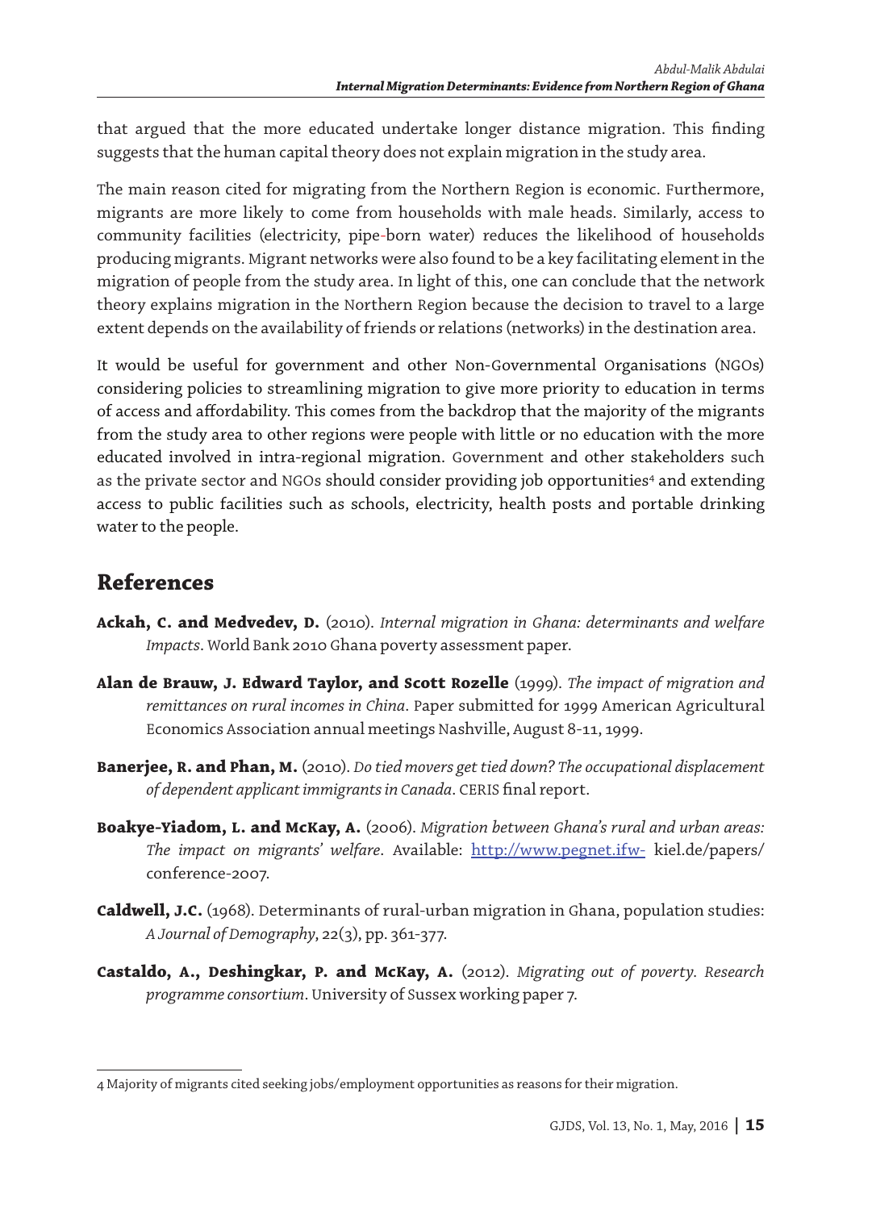that argued that the more educated undertake longer distance migration. This finding suggests that the human capital theory does not explain migration in the study area.

The main reason cited for migrating from the Northern Region is economic. Furthermore, migrants are more likely to come from households with male heads. Similarly, access to community facilities (electricity, pipe-born water) reduces the likelihood of households producing migrants. Migrant networks were also found to be a key facilitating element in the migration of people from the study area. In light of this, one can conclude that the network theory explains migration in the Northern Region because the decision to travel to a large extent depends on the availability of friends or relations (networks) in the destination area.

It would be useful for government and other Non-Governmental Organisations (NGOs) considering policies to streamlining migration to give more priority to education in terms of access and affordability. This comes from the backdrop that the majority of the migrants from the study area to other regions were people with little or no education with the more educated involved in intra-regional migration. Government and other stakeholders such as the private sector and NGOs should consider providing job opportunities[4] and extending access to public facilities such as schools, electricity, health posts and portable drinking water to the people.

## References

**Ackah, C. and Medvedev, D.** (2010). *Internal migration in Ghana: determinants and welfare Impacts*. World Bank 2010 Ghana poverty assessment paper.

**Alan de Brauw, J. Edward Taylor, and Scott Rozelle** (1999). *The impact of migration and remittances on rural incomes in China*. Paper submitted for 1999 American Agricultural Economics Association annual meetings Nashville, August 8-11, 1999.

**Banerjee, R. and Phan, M.** (2010). *Do tied movers get tied down? The occupational displacement of dependent applicant immigrants in Canada*. CERIS final report.

**Boakye-Yiadom, L. and McKay, A.** (2006). *Migration between Ghana's rural and urban areas: The impact on migrants' welfare*. Available: http://www.pegnet.ifw- kiel.de/papers/conference-2007.

**Caldwell, J.C.** (1968). Determinants of rural-urban migration in Ghana, population studies: *A Journal of Demography*, 22(3), pp. 361-377.

**Castaldo, A., Deshingkar, P. and McKay, A.** (2012). *Migrating out of poverty. Research programme consortium*. University of Sussex working paper 7.

---

4 Majority of migrants cited seeking jobs/employment opportunities as reasons for their migration.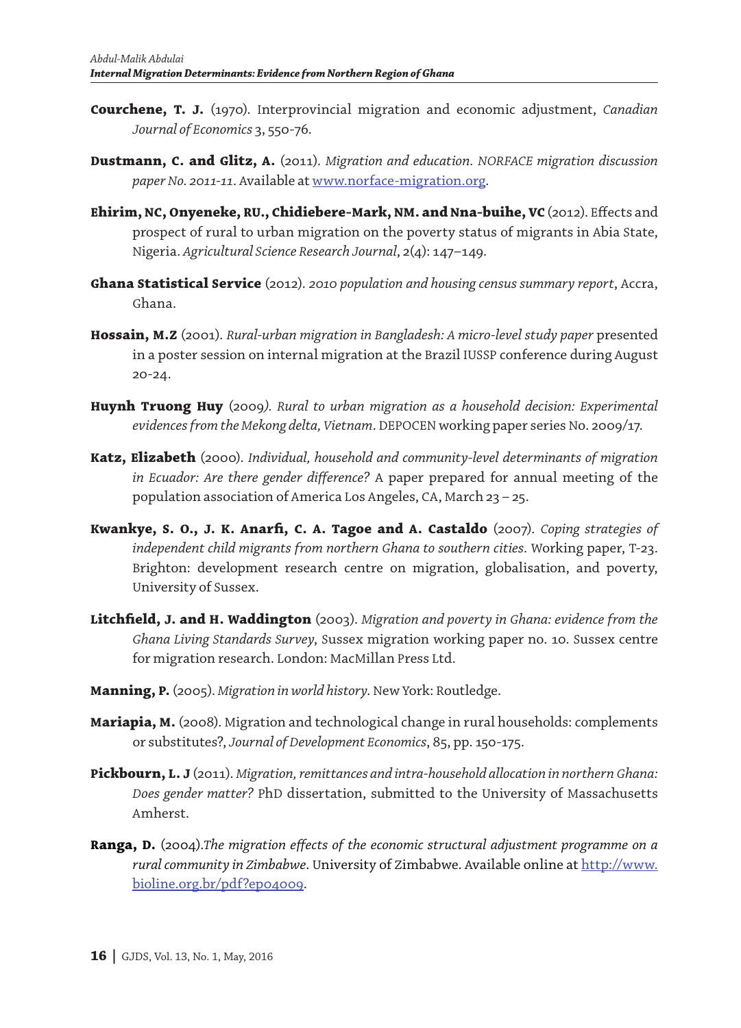**Courchene, T. J.** (1970). Interprovincial migration and economic adjustment, *Canadian Journal of Economics* 3, 550-76.

**Dustmann, C. and Glitz, A.** (2011). *Migration and education. NORFACE migration discussion paper No. 2011-11*. Available at www.norface-migration.org.

**Ehirim, NC, Onyeneke, RU., Chidiebere-Mark, NM. and Nna-buihe, VC** (2012). Effects and prospect of rural to urban migration on the poverty status of migrants in Abia State, Nigeria. *Agricultural Science Research Journal*, 2(4): 147–149.

**Ghana Statistical Service** (2012). *2010 population and housing census summary report*, Accra, Ghana.

**Hossain, M.Z** (2001). *Rural-urban migration in Bangladesh: A micro-level study paper* presented in a poster session on internal migration at the Brazil IUSSP conference during August 20-24.

**Huynh Truong Huy** (2009*). Rural to urban migration as a household decision: Experimental evidences from the Mekong delta, Vietnam*. DEPOCEN working paper series No. 2009/17.

**Katz, Elizabeth** (2000). *Individual, household and community-level determinants of migration in Ecuador: Are there gender difference?* A paper prepared for annual meeting of the population association of America Los Angeles, CA, March 23 – 25.

**Kwankye, S. O., J. K. Anarfi, C. A. Tagoe and A. Castaldo** (2007). *Coping strategies of independent child migrants from northern Ghana to southern cities*. Working paper, T-23. Brighton: development research centre on migration, globalisation, and poverty, University of Sussex.

**Litchfield, J. and H. Waddington** (2003). *Migration and poverty in Ghana: evidence from the Ghana Living Standards Survey*, Sussex migration working paper no. 10. Sussex centre for migration research. London: MacMillan Press Ltd.

**Manning, P.** (2005). *Migration in world history*. New York: Routledge.

**Mariapia, M.** (2008). Migration and technological change in rural households: complements or substitutes?, *Journal of Development Economics*, 85, pp. 150-175.

**Pickbourn, L. J** (2011). *Migration, remittances and intra-household allocation in northern Ghana: Does gender matter?* PhD dissertation, submitted to the University of Massachusetts Amherst.

**Ranga, D.** (2004).*The migration effects of the economic structural adjustment programme on a rural community in Zimbabwe*. University of Zimbabwe. Available online at http://www.bioline.org.br/pdf?ep04009.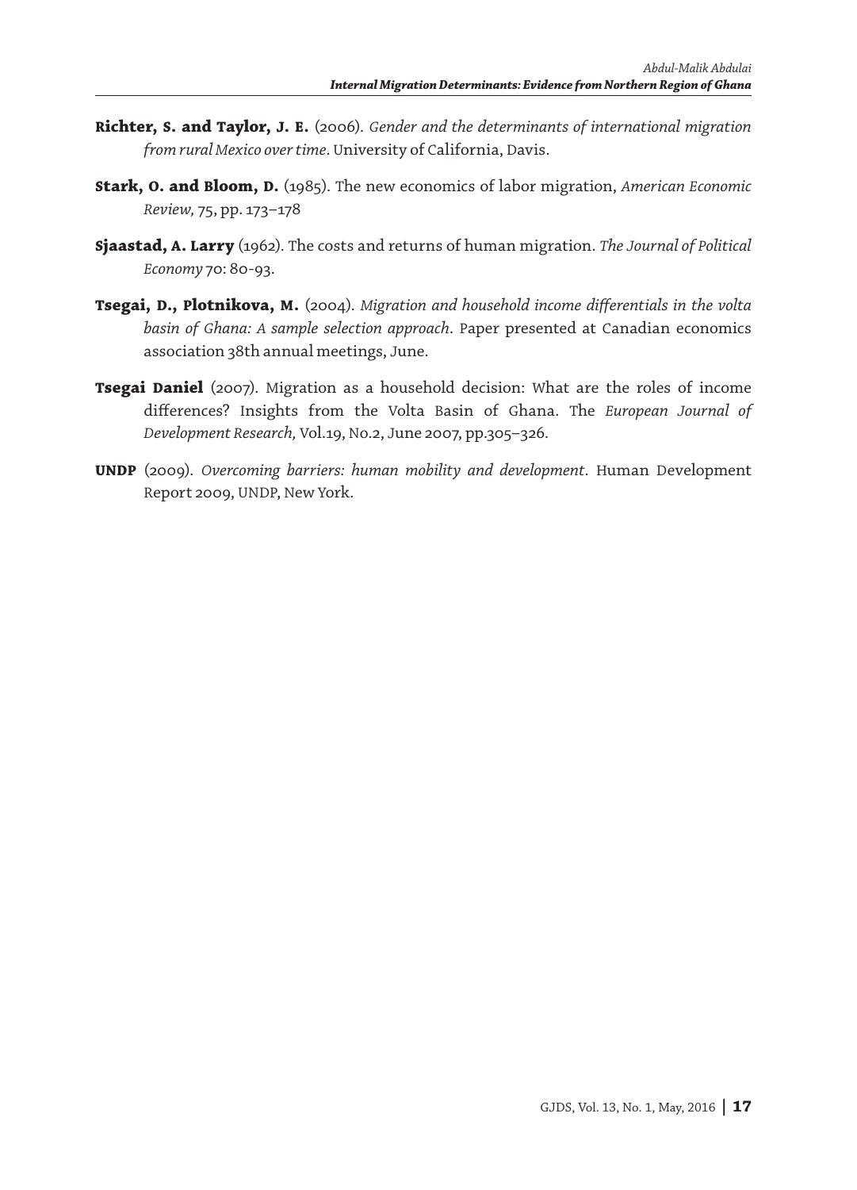**Richter, S. and Taylor, J. E.** (2006). *Gender and the determinants of international migration from rural Mexico over time*. University of California, Davis.

**Stark, O. and Bloom, D.** (1985). The new economics of labor migration, *American Economic Review,* 75, pp. 173–178

**Sjaastad, A. Larry** (1962). The costs and returns of human migration. *The Journal of Political Economy* 70: 80-93.

**Tsegai, D., Plotnikova, M.** (2004). *Migration and household income differentials in the volta basin of Ghana: A sample selection approach*. Paper presented at Canadian economics association 38th annual meetings, June.

**Tsegai Daniel** (2007). Migration as a household decision: What are the roles of income differences? Insights from the Volta Basin of Ghana. The *European Journal of Development Research,* Vol.19, No.2, June 2007, pp.305–326.

**UNDP** (2009). *Overcoming barriers: human mobility and development*. Human Development Report 2009, UNDP, New York.